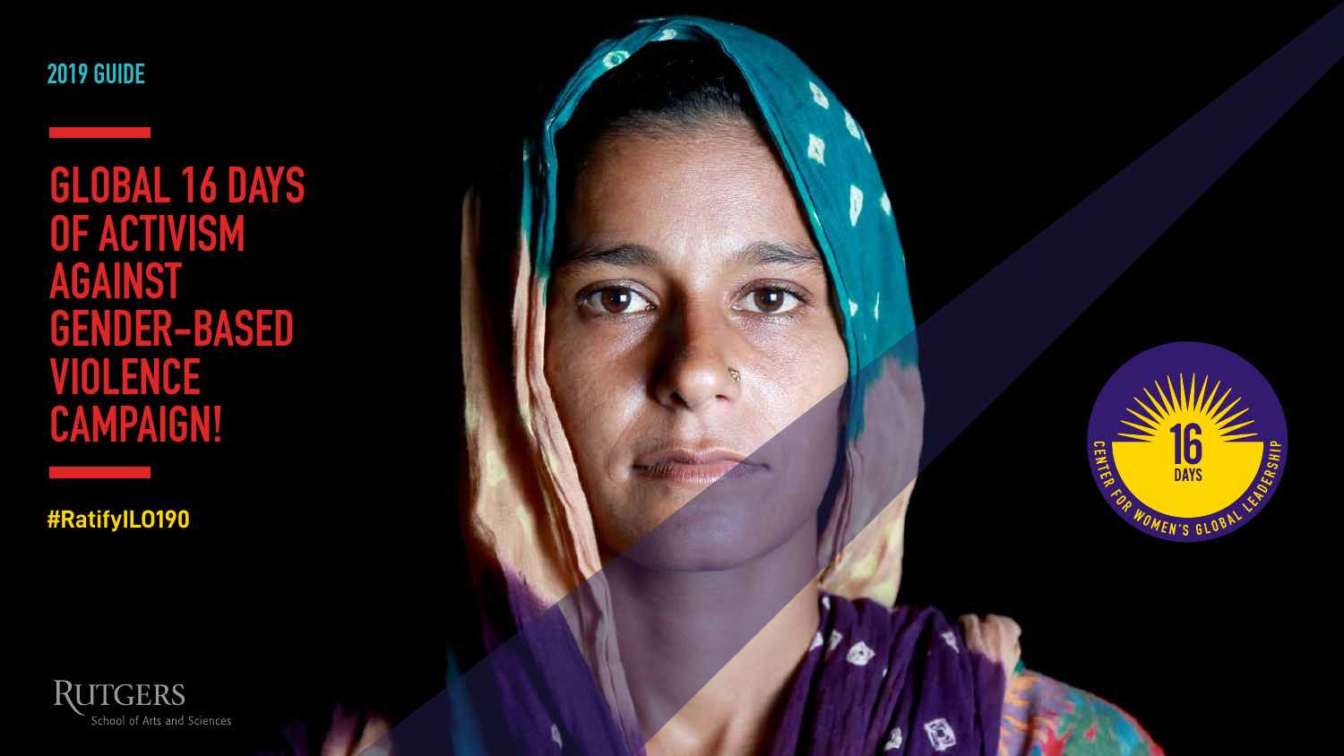2019 GUIDE

# GLOBAL 16 DAYS OF ACTIVISM AGAINST GENDER-BASED VIOLENCE CAMPAIGN!

**#RatifyILO190**

16 DAYS

CENTER FOR WOMEN'S GLOBAL LEADERSHIP

RUTGERS
School of Arts and Sciences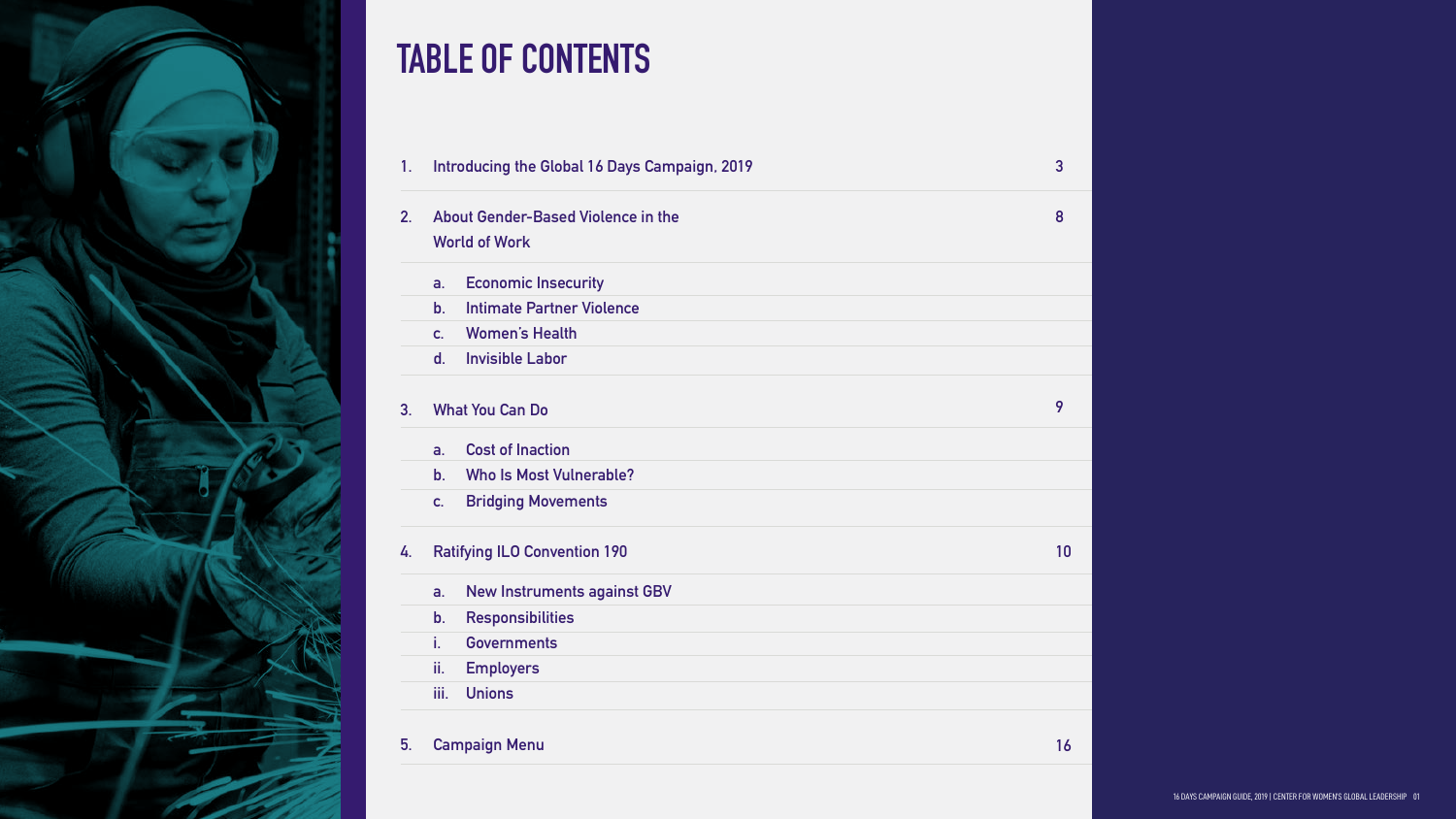# TABLE OF CONTENTS

| | | |
|---|---|---|
| 1. | Introducing the Global 16 Days Campaign, 2019 | 3 |
| 2. | About Gender-Based Violence in the World of Work | 8 |
| | a. Economic Insecurity | |
| | b. Intimate Partner Violence | |
| | c. Women's Health | |
| | d. Invisible Labor | |
| 3. | What You Can Do | 9 |
| | a. Cost of Inaction | |
| | b. Who Is Most Vulnerable? | |
| | c. Bridging Movements | |
| 4. | Ratifying ILO Convention 190 | 10 |
| | a. New Instruments against GBV | |
| | b. Responsibilities | |
| | i. Governments | |
| | ii. Employers | |
| | iii. Unions | |
| 5. | Campaign Menu | 16 |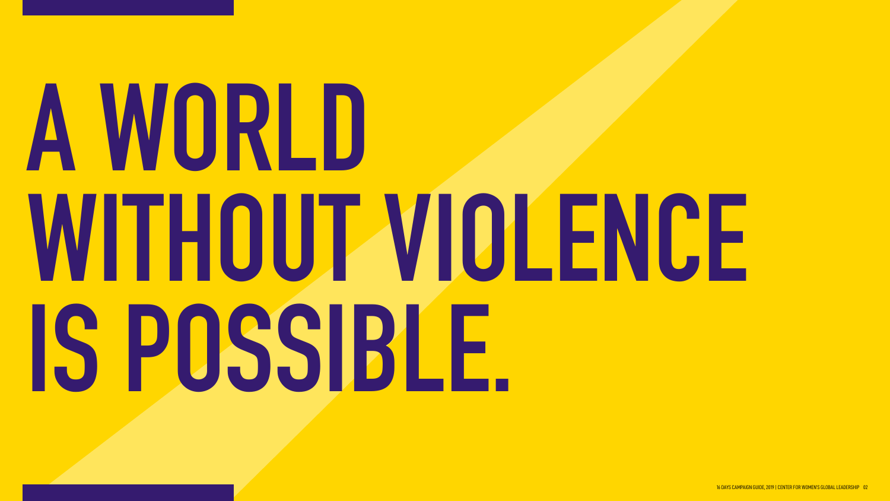# A WORLD WITHOUT VIOLENCE IS POSSIBLE.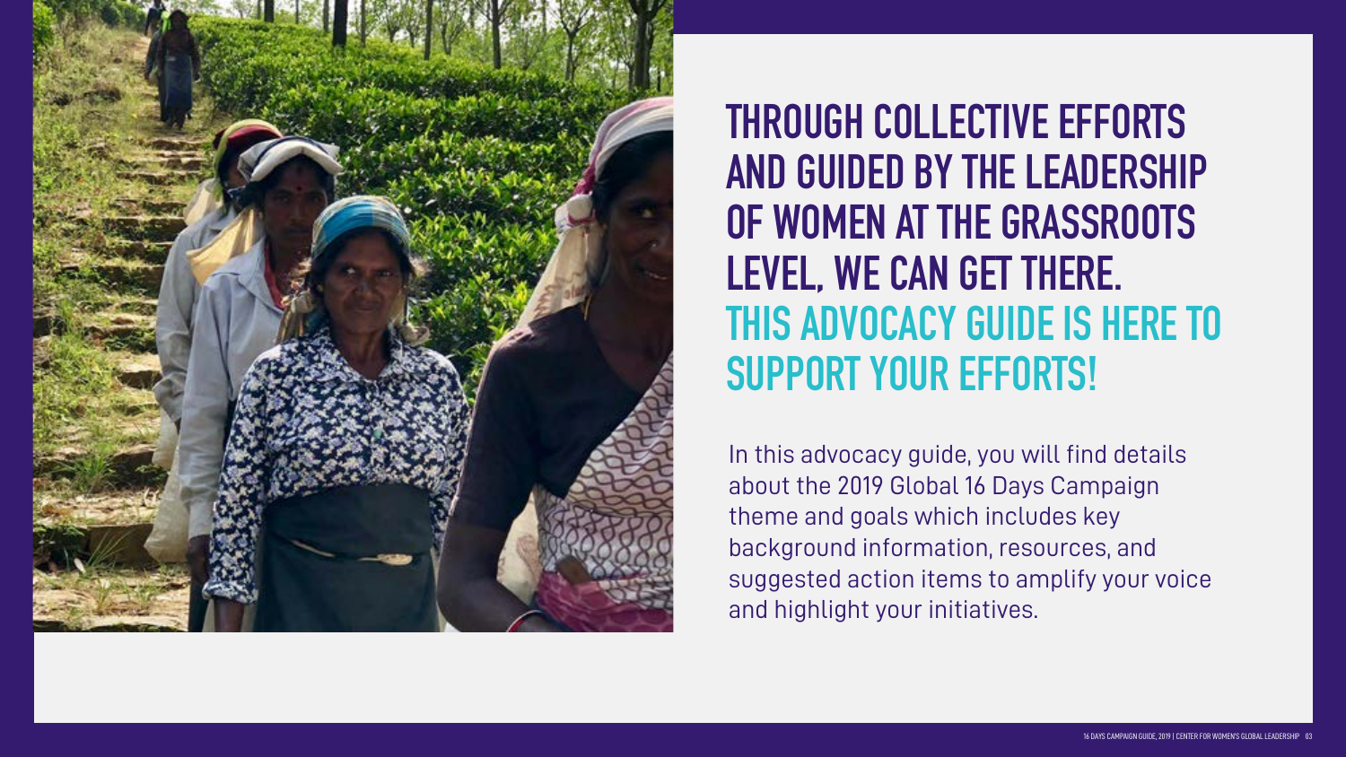## THROUGH COLLECTIVE EFFORTS AND GUIDED BY THE LEADERSHIP OF WOMEN AT THE GRASSROOTS LEVEL, WE CAN GET THERE. THIS ADVOCACY GUIDE IS HERE TO SUPPORT YOUR EFFORTS!

In this advocacy guide, you will find details about the 2019 Global 16 Days Campaign theme and goals which includes key background information, resources, and suggested action items to amplify your voice and highlight your initiatives.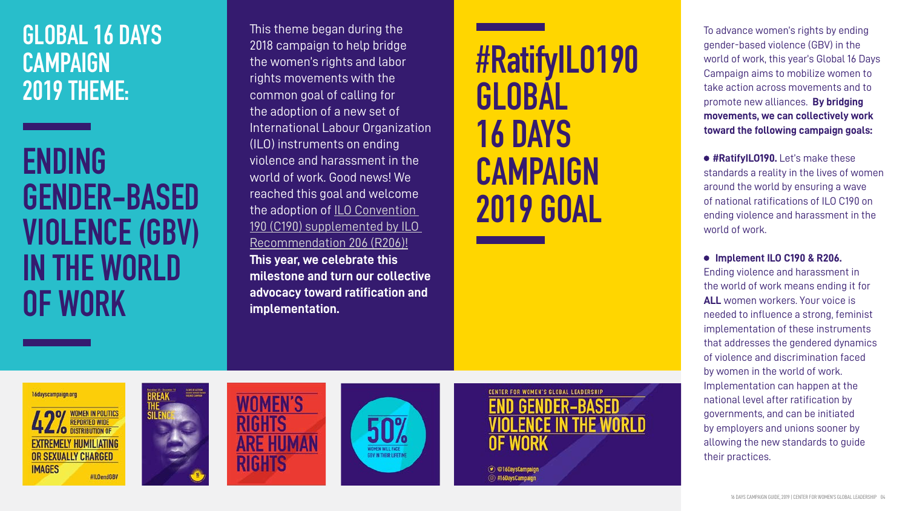# GLOBAL 16 DAYS CAMPAIGN 2019 THEME:

# ENDING GENDER-BASED VIOLENCE (GBV) IN THE WORLD OF WORK

This theme began during the 2018 campaign to help bridge the women's rights and labor rights movements with the common goal of calling for the adoption of a new set of International Labour Organization (ILO) instruments on ending violence and harassment in the world of work. Good news! We reached this goal and welcome the adoption of ILO Convention 190 (C190) supplemented by ILO Recommendation 206 (R206)! **This year, we celebrate this milestone and turn our collective advocacy toward ratification and implementation.**

# #RatifyILO190 GLOBAL 16 DAYS CAMPAIGN 2019 GOAL

To advance women's rights by ending gender-based violence (GBV) in the world of work, this year's Global 16 Days Campaign aims to mobilize women to take action across movements and to promote new alliances. **By bridging movements, we can collectively work toward the following campaign goals:**

- **#RatifyILO190.** Let's make these standards a reality in the lives of women around the world by ensuring a wave of national ratifications of ILO C190 on ending violence and harassment in the world of work.

- **Implement ILO C190 & R206.** Ending violence and harassment in the world of work means ending it for **ALL** women workers. Your voice is needed to influence a strong, feminist implementation of these instruments that addresses the gendered dynamics of violence and discrimination faced by women in the world of work. Implementation can happen at the national level after ratification by governments, and can be initiated by employers and unions sooner by allowing the new standards to guide their practices.

16dayscampaign.org

42% WOMEN IN POLITICS REPORTED WIDE DISTRIBUTION OF EXTREMELY HUMILIATING OR SEXUALLY CHARGED IMAGES

#ILOendGBV

BREAK THE SILENCE

WOMEN'S RIGHTS ARE HUMAN RIGHTS

50% WOMEN WILL FACE GBV IN THEIR LIFETIME

CENTER FOR WOMEN'S GLOBAL LEADERSHIP

END GENDER-BASED VIOLENCE IN THE WORLD OF WORK

@16DaysCampaign

#16DaysCampaign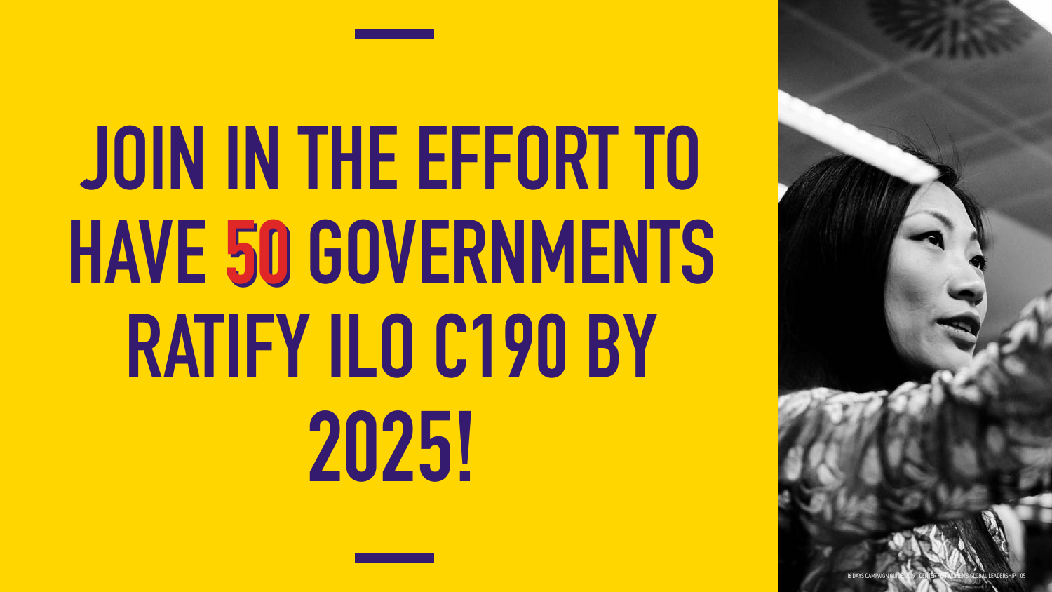# JOIN IN THE EFFORT TO HAVE 50 GOVERNMENTS RATIFY ILO C190 BY 2025!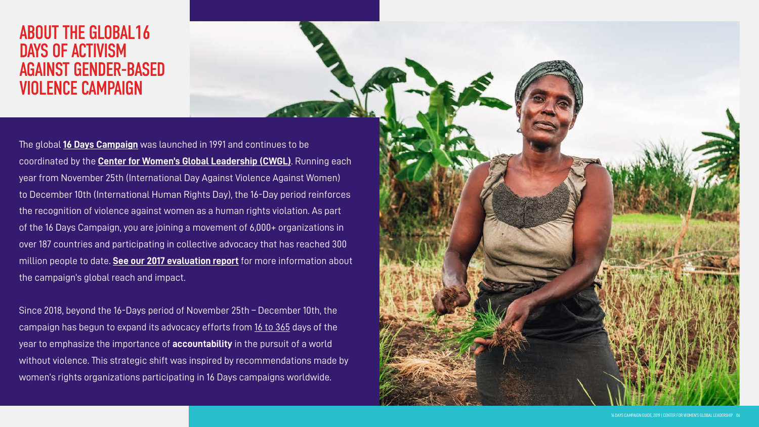# ABOUT THE GLOBAL16 DAYS OF ACTIVISM AGAINST GENDER-BASED VIOLENCE CAMPAIGN

The global **16 Days Campaign** was launched in 1991 and continues to be coordinated by the **Center for Women's Global Leadership (CWGL)**. Running each year from November 25th (International Day Against Violence Against Women) to December 10th (International Human Rights Day), the 16-Day period reinforces the recognition of violence against women as a human rights violation. As part of the 16 Days Campaign, you are joining a movement of 6,000+ organizations in over 187 countries and participating in collective advocacy that has reached 300 million people to date. **See our 2017 evaluation report** for more information about the campaign's global reach and impact.

Since 2018, beyond the 16-Days period of November 25th – December 10th, the campaign has begun to expand its advocacy efforts from 16 to 365 days of the year to emphasize the importance of **accountability** in the pursuit of a world without violence. This strategic shift was inspired by recommendations made by women's rights organizations participating in 16 Days campaigns worldwide.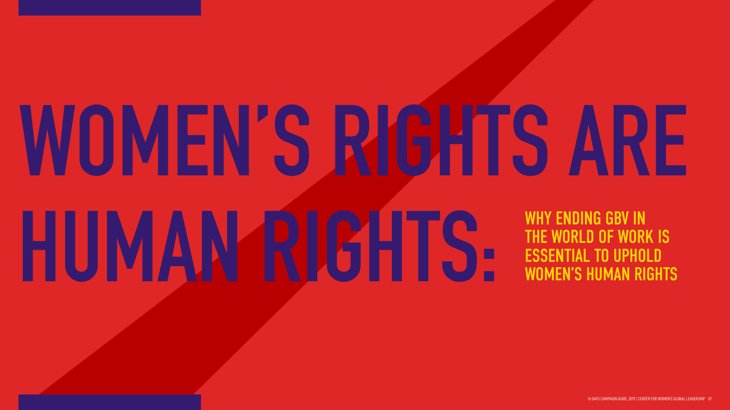# WOMEN'S RIGHTS ARE HUMAN RIGHTS:

## WHY ENDING GBV IN THE WORLD OF WORK IS ESSENTIAL TO UPHOLD WOMEN'S HUMAN RIGHTS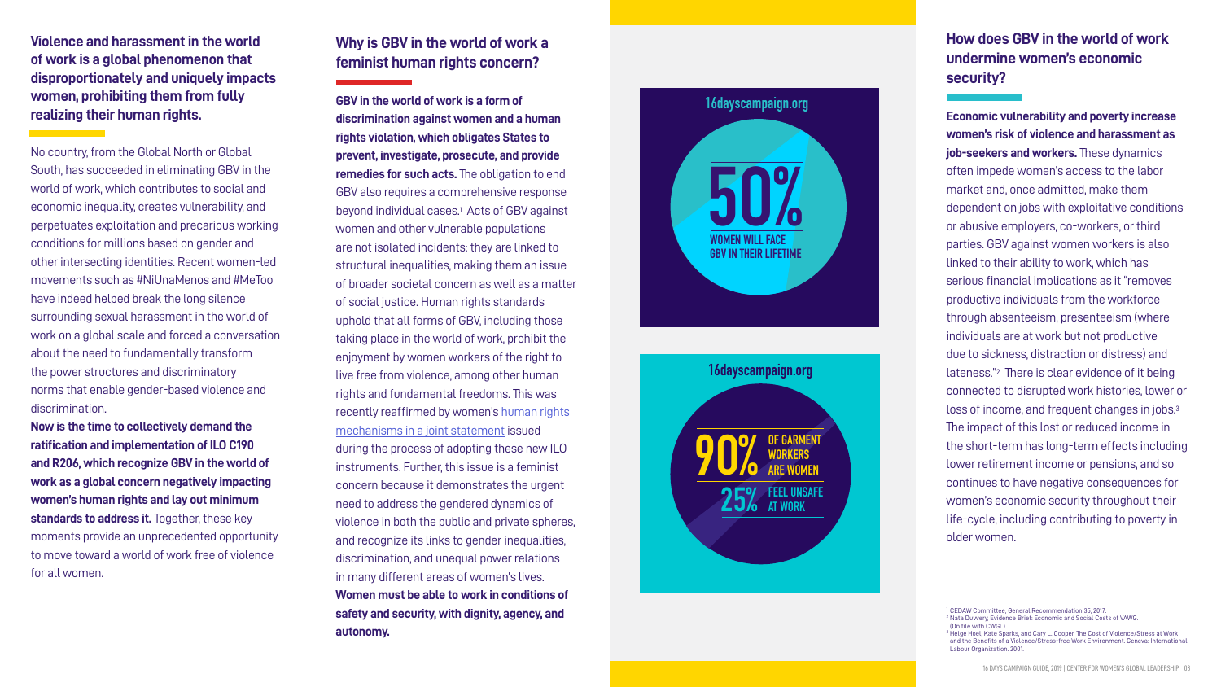**Violence and harassment in the world of work is a global phenomenon that disproportionately and uniquely impacts women, prohibiting them from fully realizing their human rights.**

No country, from the Global North or Global South, has succeeded in eliminating GBV in the world of work, which contributes to social and economic inequality, creates vulnerability, and perpetuates exploitation and precarious working conditions for millions based on gender and other intersecting identities. Recent women-led movements such as #NiUnaMenos and #MeToo have indeed helped break the long silence surrounding sexual harassment in the world of work on a global scale and forced a conversation about the need to fundamentally transform the power structures and discriminatory norms that enable gender-based violence and discrimination.

**Now is the time to collectively demand the ratification and implementation of ILO C190 and R206, which recognize GBV in the world of work as a global concern negatively impacting women's human rights and lay out minimum standards to address it.** Together, these key moments provide an unprecedented opportunity to move toward a world of work free of violence for all women.

## Why is GBV in the world of work a feminist human rights concern?

**GBV in the world of work is a form of discrimination against women and a human rights violation, which obligates States to prevent, investigate, prosecute, and provide remedies for such acts.** The obligation to end GBV also requires a comprehensive response beyond individual cases.[1] Acts of GBV against women and other vulnerable populations are not isolated incidents: they are linked to structural inequalities, making them an issue of broader societal concern as well as a matter of social justice. Human rights standards uphold that all forms of GBV, including those taking place in the world of work, prohibit the enjoyment by women workers of the right to live free from violence, among other human rights and fundamental freedoms. This was recently reaffirmed by women's human rights mechanisms in a joint statement issued during the process of adopting these new ILO instruments. Further, this issue is a feminist concern because it demonstrates the urgent need to address the gendered dynamics of violence in both the public and private spheres, and recognize its links to gender inequalities, discrimination, and unequal power relations in many different areas of women's lives. **Women must be able to work in conditions of safety and security, with dignity, agency, and autonomy.**

16dayscampaign.org

50% WOMEN WILL FACE GBV IN THEIR LIFETIME

16dayscampaign.org

90% OF GARMENT WORKERS ARE WOMEN

25% FEEL UNSAFE AT WORK

## How does GBV in the world of work undermine women's economic security?

**Economic vulnerability and poverty increase women's risk of violence and harassment as job-seekers and workers.** These dynamics often impede women's access to the labor market and, once admitted, make them dependent on jobs with exploitative conditions or abusive employers, co-workers, or third parties. GBV against women workers is also linked to their ability to work, which has serious financial implications as it "removes productive individuals from the workforce through absenteeism, presenteeism (where individuals are at work but not productive due to sickness, distraction or distress) and lateness."[2] There is clear evidence of it being connected to disrupted work histories, lower or loss of income, and frequent changes in jobs.[3] The impact of this lost or reduced income in the short-term has long-term effects including lower retirement income or pensions, and so continues to have negative consequences for women's economic security throughout their life-cycle, including contributing to poverty in older women.

[1] CEDAW Committee, General Recommendation 35, 2017.
[2] Nata Duvvery, Evidence Brief: Economic and Social Costs of VAWG. (On file with CWGL)
[3] Helge Hoel, Kate Sparks, and Cary L. Cooper, The Cost of Violence/Stress at Work and the Benefits of a Violence/Stress-free Work Environment. Geneva: International Labour Organization. 2001.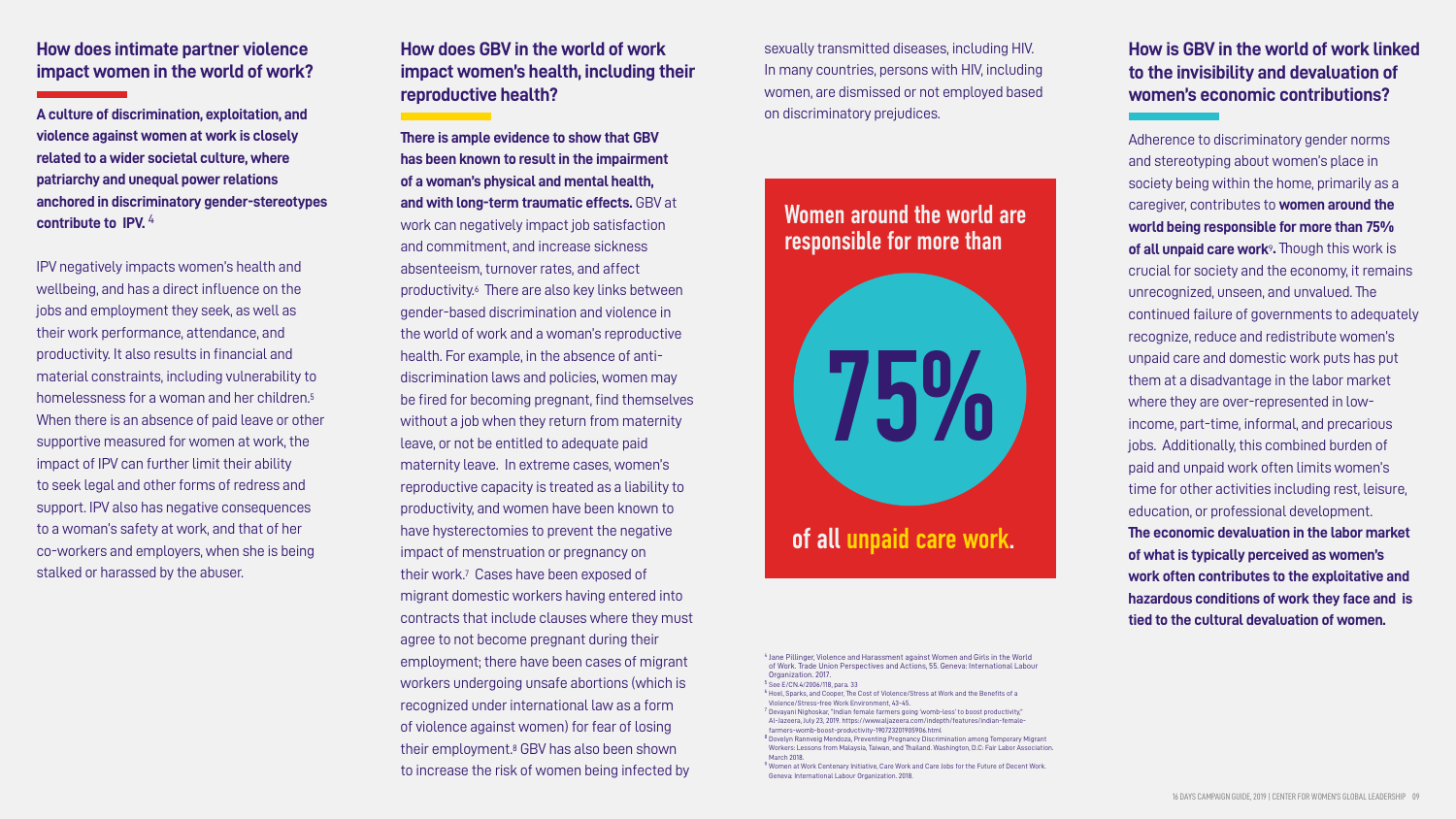## How does intimate partner violence impact women in the world of work?

**A culture of discrimination, exploitation, and violence against women at work is closely related to a wider societal culture, where patriarchy and unequal power relations anchored in discriminatory gender-stereotypes contribute to IPV.** [4]

IPV negatively impacts women's health and wellbeing, and has a direct influence on the jobs and employment they seek, as well as their work performance, attendance, and productivity. It also results in financial and material constraints, including vulnerability to homelessness for a woman and her children.[5] When there is an absence of paid leave or other supportive measured for women at work, the impact of IPV can further limit their ability to seek legal and other forms of redress and support. IPV also has negative consequences to a woman's safety at work, and that of her co-workers and employers, when she is being stalked or harassed by the abuser.

## How does GBV in the world of work impact women's health, including their reproductive health?

**There is ample evidence to show that GBV has been known to result in the impairment of a woman's physical and mental health, and with long-term traumatic effects.** GBV at work can negatively impact job satisfaction and commitment, and increase sickness absenteeism, turnover rates, and affect productivity.[6] There are also key links between gender-based discrimination and violence in the world of work and a woman's reproductive health. For example, in the absence of anti-discrimination laws and policies, women may be fired for becoming pregnant, find themselves without a job when they return from maternity leave, or not be entitled to adequate paid maternity leave. In extreme cases, women's reproductive capacity is treated as a liability to productivity, and women have been known to have hysterectomies to prevent the negative impact of menstruation or pregnancy on their work.[7] Cases have been exposed of migrant domestic workers having entered into contracts that include clauses where they must agree to not become pregnant during their employment; there have been cases of migrant workers undergoing unsafe abortions (which is recognized under international law as a form of violence against women) for fear of losing their employment.[8] GBV has also been shown to increase the risk of women being infected by sexually transmitted diseases, including HIV. In many countries, persons with HIV, including women, are dismissed or not employed based on discriminatory prejudices.

**Women around the world are responsible for more than**

**75%**

**of all unpaid care work.**

## How is GBV in the world of work linked to the invisibility and devaluation of women's economic contributions?

Adherence to discriminatory gender norms and stereotyping about women's place in society being within the home, primarily as a caregiver, contributes to **women around the world being responsible for more than 75% of all unpaid care work**[9]**.** Though this work is crucial for society and the economy, it remains unrecognized, unseen, and unvalued. The continued failure of governments to adequately recognize, reduce and redistribute women's unpaid care and domestic work puts has put them at a disadvantage in the labor market where they are over-represented in low-income, part-time, informal, and precarious jobs. Additionally, this combined burden of paid and unpaid work often limits women's time for other activities including rest, leisure, education, or professional development. **The economic devaluation in the labor market of what is typically perceived as women's work often contributes to the exploitative and hazardous conditions of work they face and is tied to the cultural devaluation of women.**

---

[4] Jane Pillinger, Violence and Harassment against Women and Girls in the World of Work. Trade Union Perspectives and Actions, 55. Geneva: International Labour Organization. 2017.

[5] See E/CN.4/2006/118, para. 33

[6] Hoel, Sparks, and Cooper, The Cost of Violence/Stress at Work and the Benefits of a Violence/Stress-free Work Environment, 43-45.

[7] Devayani Nighoskar, "Indian female farmers going 'womb-less' to boost productivity," Al-Jazeera, July 23, 2019. https://www.aljazeera.com/indepth/features/indian-female-farmers-womb-boost-productivity-190723201905906.html

[8] Dovelyn Rannveig Mendoza, Preventing Pregnancy Discrimination among Temporary Migrant Workers: Lessons from Malaysia, Taiwan, and Thailand. Washington, D.C: Fair Labor Association. March 2018.

[9] Women at Work Centenary Initiative, Care Work and Care Jobs for the Future of Decent Work. Geneva: International Labour Organization. 2018.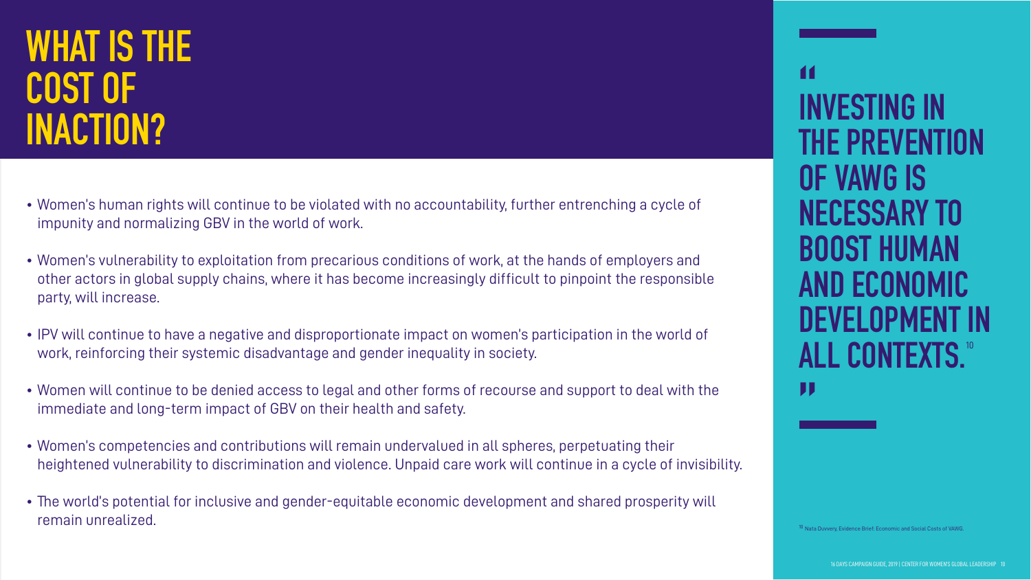# WHAT IS THE COST OF INACTION?

- Women's human rights will continue to be violated with no accountability, further entrenching a cycle of impunity and normalizing GBV in the world of work.
- Women's vulnerability to exploitation from precarious conditions of work, at the hands of employers and other actors in global supply chains, where it has become increasingly difficult to pinpoint the responsible party, will increase.
- IPV will continue to have a negative and disproportionate impact on women's participation in the world of work, reinforcing their systemic disadvantage and gender inequality in society.
- Women will continue to be denied access to legal and other forms of recourse and support to deal with the immediate and long-term impact of GBV on their health and safety.
- Women's competencies and contributions will remain undervalued in all spheres, perpetuating their heightened vulnerability to discrimination and violence. Unpaid care work will continue in a cycle of invisibility.
- The world's potential for inclusive and gender-equitable economic development and shared prosperity will remain unrealized.

> "INVESTING IN THE PREVENTION OF VAWG IS NECESSARY TO BOOST HUMAN AND ECONOMIC DEVELOPMENT IN ALL CONTEXTS."[10]

[10] Nata Duvvery, Evidence Brief: Economic and Social Costs of VAWG.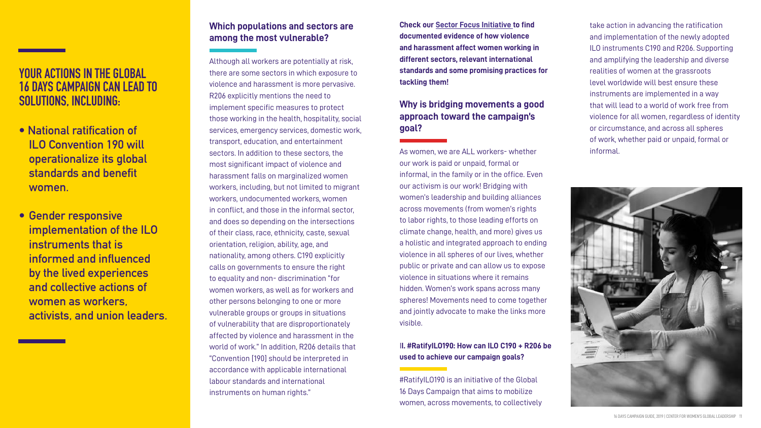## YOUR ACTIONS IN THE GLOBAL 16 DAYS CAMPAIGN CAN LEAD TO SOLUTIONS, INCLUDING:

- National ratification of ILO Convention 190 will operationalize its global standards and benefit women.
- Gender responsive implementation of the ILO instruments that is informed and influenced by the lived experiences and collective actions of women as workers, activists, and union leaders.

### Which populations and sectors are among the most vulnerable?

Although all workers are potentially at risk, there are some sectors in which exposure to violence and harassment is more pervasive. R206 explicitly mentions the need to implement specific measures to protect those working in the health, hospitality, social services, emergency services, domestic work, transport, education, and entertainment sectors. In addition to these sectors, the most significant impact of violence and harassment falls on marginalized women workers, including, but not limited to migrant workers, undocumented workers, women in conflict, and those in the informal sector, and does so depending on the intersections of their class, race, ethnicity, caste, sexual orientation, religion, ability, age, and nationality, among others. C190 explicitly calls on governments to ensure the right to equality and non- discrimination "for women workers, as well as for workers and other persons belonging to one or more vulnerable groups or groups in situations of vulnerability that are disproportionately affected by violence and harassment in the world of work." In addition, R206 details that "Convention [190] should be interpreted in accordance with applicable international labour standards and international instruments on human rights."

**Check our Sector Focus Initiative to find documented evidence of how violence and harassment affect women working in different sectors, relevant international standards and some promising practices for tackling them!**

### Why is bridging movements a good approach toward the campaign's goal?

As women, we are ALL workers- whether our work is paid or unpaid, formal or informal, in the family or in the office. Even our activism is our work! Bridging with women's leadership and building alliances across movements (from women's rights to labor rights, to those leading efforts on climate change, health, and more) gives us a holistic and integrated approach to ending violence in all spheres of our lives, whether public or private and can allow us to expose violence in situations where it remains hidden. Women's work spans across many spheres! Movements need to come together and jointly advocate to make the links more visible.

### II. #RatifyILO190: How can ILO C190 + R206 be used to achieve our campaign goals?

#RatifyILO190 is an initiative of the Global 16 Days Campaign that aims to mobilize women, across movements, to collectively take action in advancing the ratification and implementation of the newly adopted ILO instruments C190 and R206. Supporting and amplifying the leadership and diverse realities of women at the grassroots level worldwide will best ensure these instruments are implemented in a way that will lead to a world of work free from violence for all women, regardless of identity or circumstance, and across all spheres of work, whether paid or unpaid, formal or informal.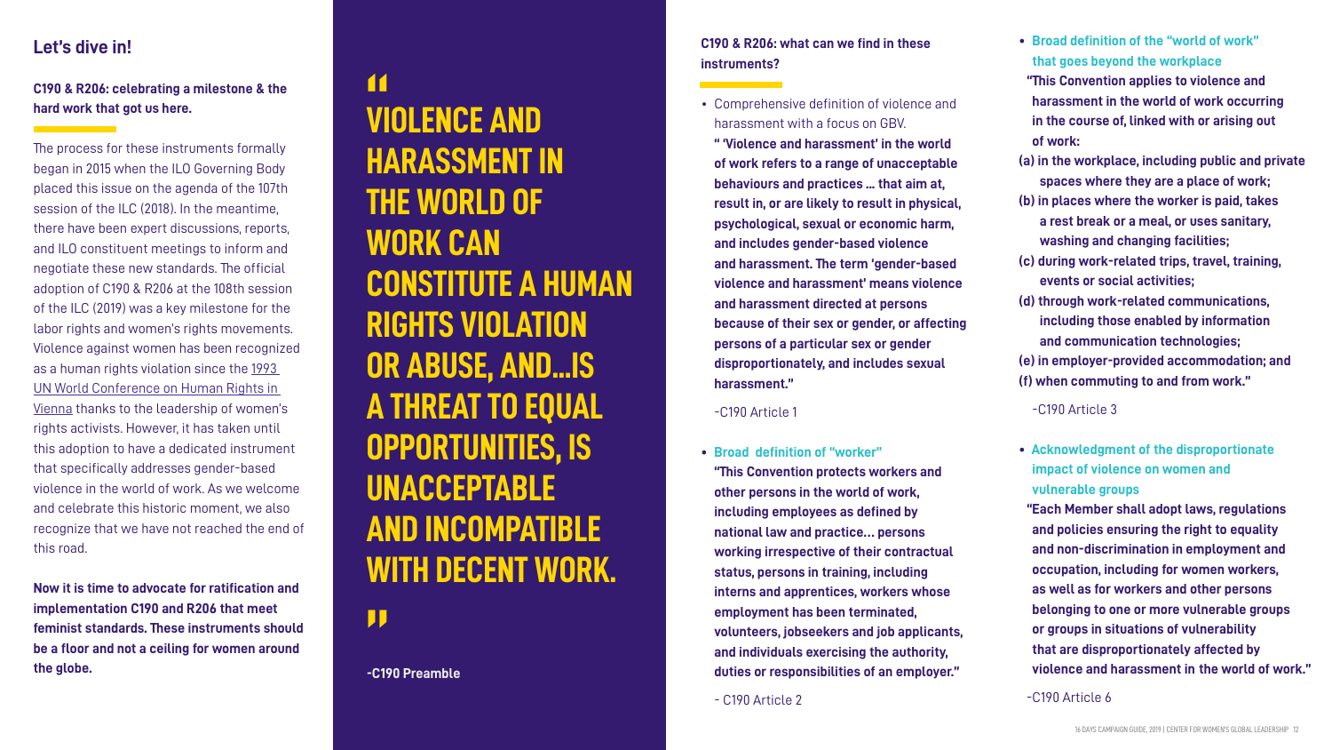## Let's dive in!

### C190 & R206: celebrating a milestone & the hard work that got us here.

The process for these instruments formally began in 2015 when the ILO Governing Body placed this issue on the agenda of the 107th session of the ILC (2018). In the meantime, there have been expert discussions, reports, and ILO constituent meetings to inform and negotiate these new standards. The official adoption of C190 & R206 at the 108th session of the ILC (2019) was a key milestone for the labor rights and women's rights movements. Violence against women has been recognized as a human rights violation since the 1993 UN World Conference on Human Rights in Vienna thanks to the leadership of women's rights activists. However, it has taken until this adoption to have a dedicated instrument that specifically addresses gender-based violence in the world of work. As we welcome and celebrate this historic moment, we also recognize that we have not reached the end of this road.

**Now it is time to advocate for ratification and implementation C190 and R206 that meet feminist standards. These instruments should be a floor and not a ceiling for women around the globe.**

> **"VIOLENCE AND HARASSMENT IN THE WORLD OF WORK CAN CONSTITUTE A HUMAN RIGHTS VIOLATION OR ABUSE, AND...IS A THREAT TO EQUAL OPPORTUNITIES, IS UNACCEPTABLE AND INCOMPATIBLE WITH DECENT WORK."**
>
> **-C190 Preamble**

### C190 & R206: what can we find in these instruments?

- Comprehensive definition of violence and harassment with a focus on GBV.

  **" 'Violence and harassment' in the world of work refers to a range of unacceptable behaviours and practices ... that aim at, result in, or are likely to result in physical, psychological, sexual or economic harm, and includes gender-based violence and harassment. The term 'gender-based violence and harassment' means violence and harassment directed at persons because of their sex or gender, or affecting persons of a particular sex or gender disproportionately, and includes sexual harassment."**

  -C190 Article 1

- **Broad definition of "worker"**

  **"This Convention protects workers and other persons in the world of work, including employees as defined by national law and practice... persons working irrespective of their contractual status, persons in training, including interns and apprentices, workers whose employment has been terminated, volunteers, jobseekers and job applicants, and individuals exercising the authority, duties or responsibilities of an employer."**

  - C190 Article 2

- **Broad definition of the "world of work" that goes beyond the workplace**

  **"This Convention applies to violence and harassment in the world of work occurring in the course of, linked with or arising out of work:**

  **(a) in the workplace, including public and private spaces where they are a place of work;**
  **(b) in places where the worker is paid, takes a rest break or a meal, or uses sanitary, washing and changing facilities;**
  **(c) during work-related trips, travel, training, events or social activities;**
  **(d) through work-related communications, including those enabled by information and communication technologies;**
  **(e) in employer-provided accommodation; and**
  **(f) when commuting to and from work."**

  -C190 Article 3

- **Acknowledgment of the disproportionate impact of violence on women and vulnerable groups**

  **"Each Member shall adopt laws, regulations and policies ensuring the right to equality and non-discrimination in employment and occupation, including for women workers, as well as for workers and other persons belonging to one or more vulnerable groups or groups in situations of vulnerability that are disproportionately affected by violence and harassment in the world of work."**

  -C190 Article 6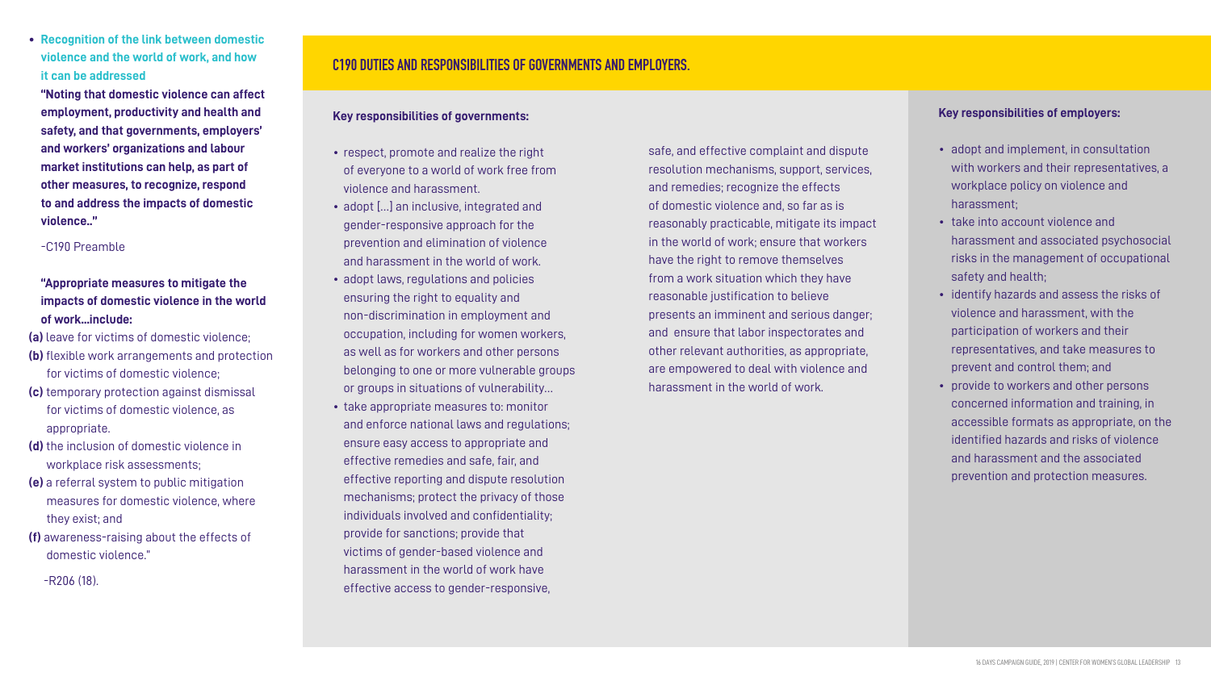- **Recognition of the link between domestic violence and the world of work, and how it can be addressed**

**"Noting that domestic violence can affect employment, productivity and health and safety, and that governments, employers' and workers' organizations and labour market institutions can help, as part of other measures, to recognize, respond to and address the impacts of domestic violence.."**

-C190 Preamble

**"Appropriate measures to mitigate the impacts of domestic violence in the world of work...include:**

**(a)** leave for victims of domestic violence;
**(b)** flexible work arrangements and protection for victims of domestic violence;
**(c)** temporary protection against dismissal for victims of domestic violence, as appropriate.
**(d)** the inclusion of domestic violence in workplace risk assessments;
**(e)** a referral system to public mitigation measures for domestic violence, where they exist; and
**(f)** awareness-raising about the effects of domestic violence."

-R206 (18).

## C190 DUTIES AND RESPONSIBILITIES OF GOVERNMENTS AND EMPLOYERS.

**Key responsibilities of governments:**

- respect, promote and realize the right of everyone to a world of work free from violence and harassment.
- adopt [...] an inclusive, integrated and gender-responsive approach for the prevention and elimination of violence and harassment in the world of work.
- adopt laws, regulations and policies ensuring the right to equality and non-discrimination in employment and occupation, including for women workers, as well as for workers and other persons belonging to one or more vulnerable groups or groups in situations of vulnerability...
- take appropriate measures to: monitor and enforce national laws and regulations; ensure easy access to appropriate and effective remedies and safe, fair, and effective reporting and dispute resolution mechanisms; protect the privacy of those individuals involved and confidentiality; provide for sanctions; provide that victims of gender-based violence and harassment in the world of work have effective access to gender-responsive, safe, and effective complaint and dispute resolution mechanisms, support, services, and remedies; recognize the effects of domestic violence and, so far as is reasonably practicable, mitigate its impact in the world of work; ensure that workers have the right to remove themselves from a work situation which they have reasonable justification to believe presents an imminent and serious danger; and ensure that labor inspectorates and other relevant authorities, as appropriate, are empowered to deal with violence and harassment in the world of work.

**Key responsibilities of employers:**

- adopt and implement, in consultation with workers and their representatives, a workplace policy on violence and harassment;
- take into account violence and harassment and associated psychosocial risks in the management of occupational safety and health;
- identify hazards and assess the risks of violence and harassment, with the participation of workers and their representatives, and take measures to prevent and control them; and
- provide to workers and other persons concerned information and training, in accessible formats as appropriate, on the identified hazards and risks of violence and harassment and the associated prevention and protection measures.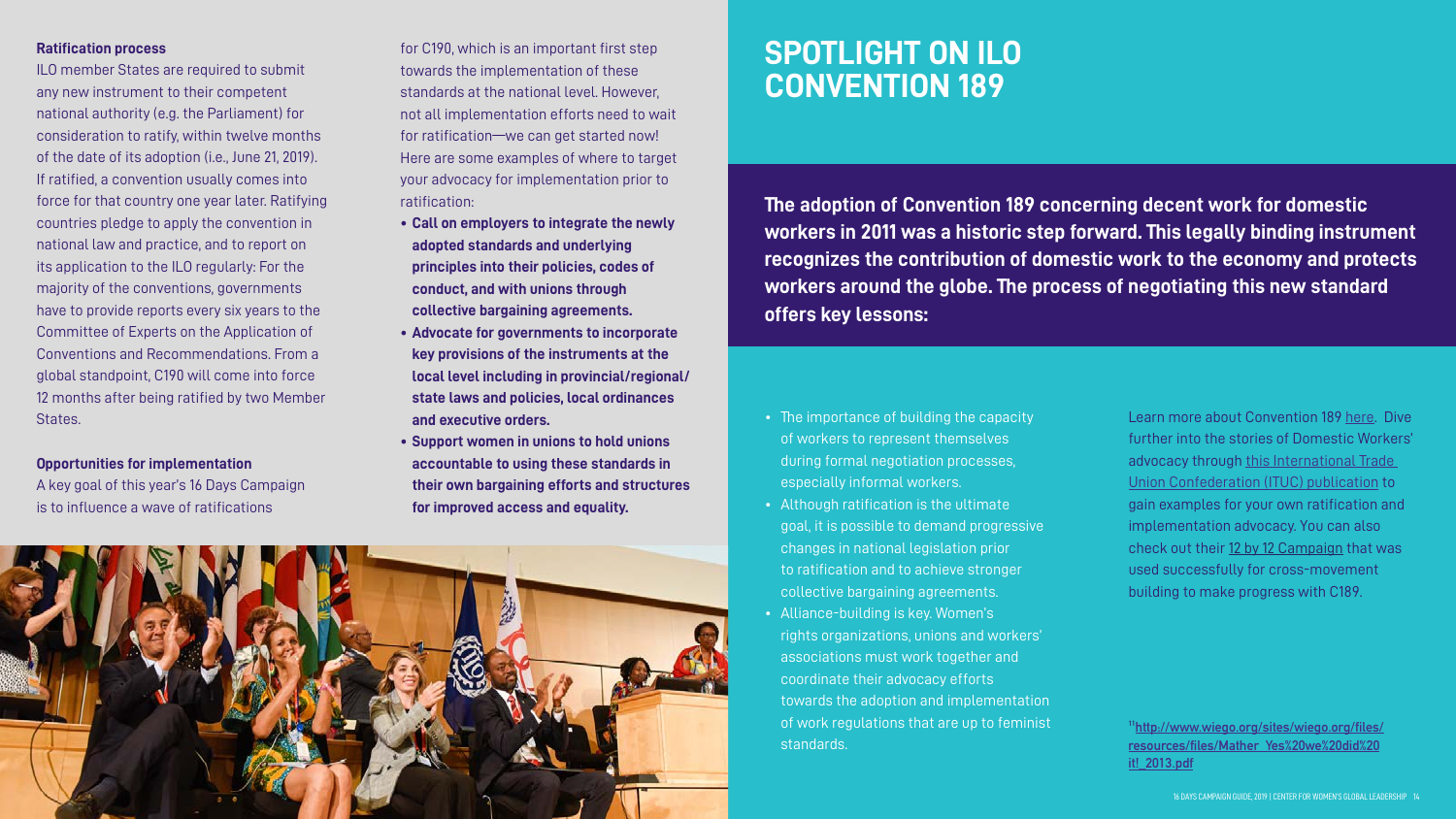**Ratification process**

ILO member States are required to submit any new instrument to their competent national authority (e.g. the Parliament) for consideration to ratify, within twelve months of the date of its adoption (i.e., June 21, 2019). If ratified, a convention usually comes into force for that country one year later. Ratifying countries pledge to apply the convention in national law and practice, and to report on its application to the ILO regularly: For the majority of the conventions, governments have to provide reports every six years to the Committee of Experts on the Application of Conventions and Recommendations. From a global standpoint, C190 will come into force 12 months after being ratified by two Member States.

**Opportunities for implementation**

A key goal of this year's 16 Days Campaign is to influence a wave of ratifications for C190, which is an important first step towards the implementation of these standards at the national level. However, not all implementation efforts need to wait for ratification—we can get started now! Here are some examples of where to target your advocacy for implementation prior to ratification:

- **Call on employers to integrate the newly adopted standards and underlying principles into their policies, codes of conduct, and with unions through collective bargaining agreements.**
- **Advocate for governments to incorporate key provisions of the instruments at the local level including in provincial/regional/ state laws and policies, local ordinances and executive orders.**
- **Support women in unions to hold unions accountable to using these standards in their own bargaining efforts and structures for improved access and equality.**

# SPOTLIGHT ON ILO CONVENTION 189

**The adoption of Convention 189 concerning decent work for domestic workers in 2011 was a historic step forward. This legally binding instrument recognizes the contribution of domestic work to the economy and protects workers around the globe. The process of negotiating this new standard offers key lessons:**

- The importance of building the capacity of workers to represent themselves during formal negotiation processes, especially informal workers.
- Although ratification is the ultimate goal, it is possible to demand progressive changes in national legislation prior to ratification and to achieve stronger collective bargaining agreements.
- Alliance-building is key. Women's rights organizations, unions and workers' associations must work together and coordinate their advocacy efforts towards the adoption and implementation of work regulations that are up to feminist standards.

Learn more about Convention 189 here. Dive further into the stories of Domestic Workers' advocacy through this International Trade Union Confederation (ITUC) publication to gain examples for your own ratification and implementation advocacy. You can also check out their 12 by 12 Campaign that was used successfully for cross-movement building to make progress with C189.

[11] http://www.wiego.org/sites/wiego.org/files/resources/files/Mather_Yes%20we%20did%20it!_2013.pdf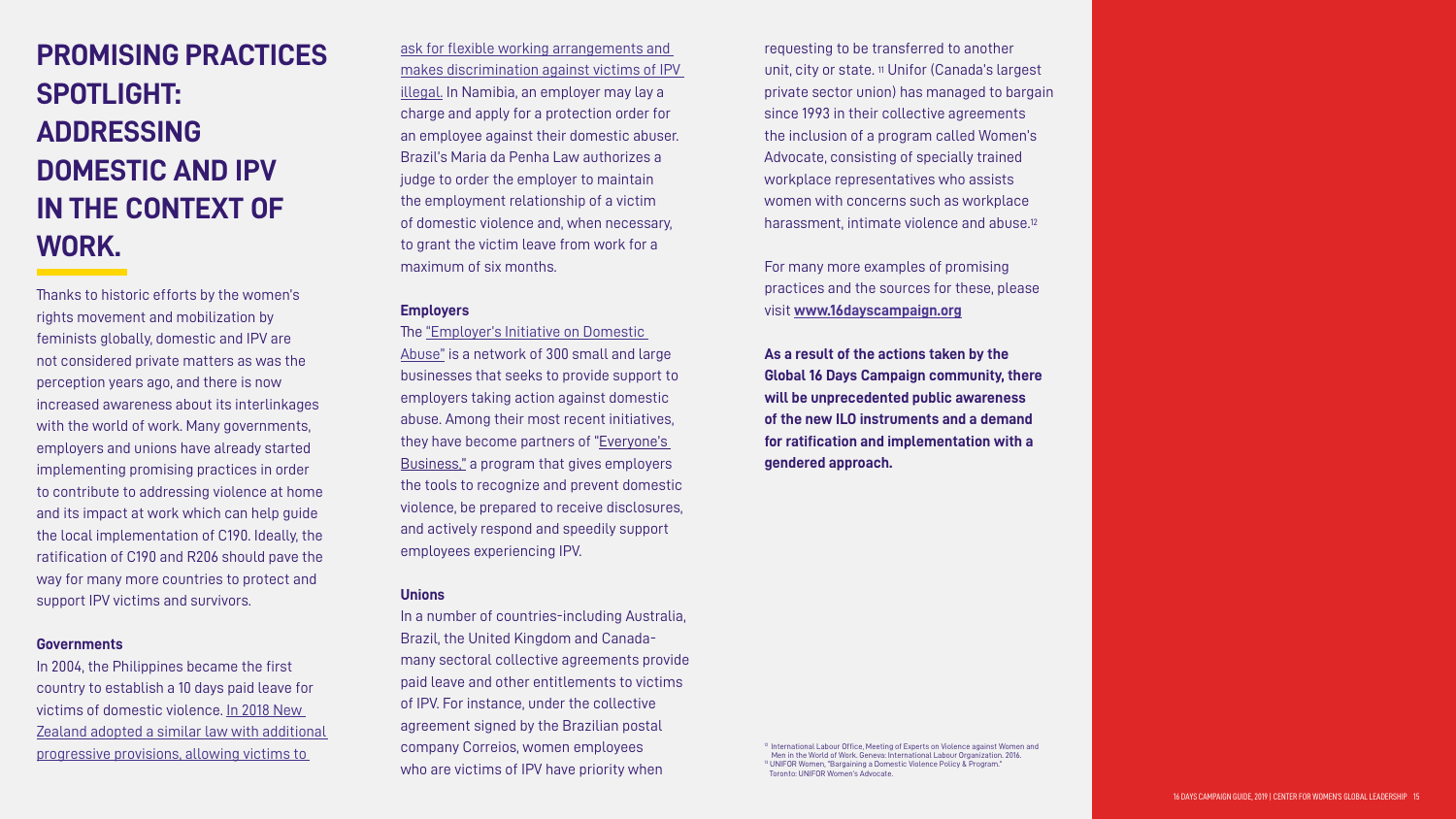# PROMISING PRACTICES SPOTLIGHT: ADDRESSING DOMESTIC AND IPV IN THE CONTEXT OF WORK.

Thanks to historic efforts by the women's rights movement and mobilization by feminists globally, domestic and IPV are not considered private matters as was the perception years ago, and there is now increased awareness about its interlinkages with the world of work. Many governments, employers and unions have already started implementing promising practices in order to contribute to addressing violence at home and its impact at work which can help guide the local implementation of C190. Ideally, the ratification of C190 and R206 should pave the way for many more countries to protect and support IPV victims and survivors.

**Governments**

In 2004, the Philippines became the first country to establish a 10 days paid leave for victims of domestic violence. In 2018 New Zealand adopted a similar law with additional progressive provisions, allowing victims to ask for flexible working arrangements and makes discrimination against victims of IPV illegal. In Namibia, an employer may lay a charge and apply for a protection order for an employee against their domestic abuser. Brazil's Maria da Penha Law authorizes a judge to order the employer to maintain the employment relationship of a victim of domestic violence and, when necessary, to grant the victim leave from work for a maximum of six months.

**Employers**

The "Employer's Initiative on Domestic Abuse" is a network of 300 small and large businesses that seeks to provide support to employers taking action against domestic abuse. Among their most recent initiatives, they have become partners of "Everyone's Business," a program that gives employers the tools to recognize and prevent domestic violence, be prepared to receive disclosures, and actively respond and speedily support employees experiencing IPV.

**Unions**

In a number of countries-including Australia, Brazil, the United Kingdom and Canada-many sectoral collective agreements provide paid leave and other entitlements to victims of IPV. For instance, under the collective agreement signed by the Brazilian postal company Correios, women employees who are victims of IPV have priority when requesting to be transferred to another unit, city or state. [11] Unifor (Canada's largest private sector union) has managed to bargain since 1993 in their collective agreements the inclusion of a program called Women's Advocate, consisting of specially trained workplace representatives who assists women with concerns such as workplace harassment, intimate violence and abuse.[12]

For many more examples of promising practices and the sources for these, please visit **www.16dayscampaign.org**

**As a result of the actions taken by the Global 16 Days Campaign community, there will be unprecedented public awareness of the new ILO instruments and a demand for ratification and implementation with a gendered approach.**

[11] International Labour Office, Meeting of Experts on Violence against Women and Men in the World of Work. Geneva: International Labour Organization. 2016.
[12] UNIFOR Women, "Bargaining a Domestic Violence Policy & Program." Toronto: UNIFOR Women's Advocate.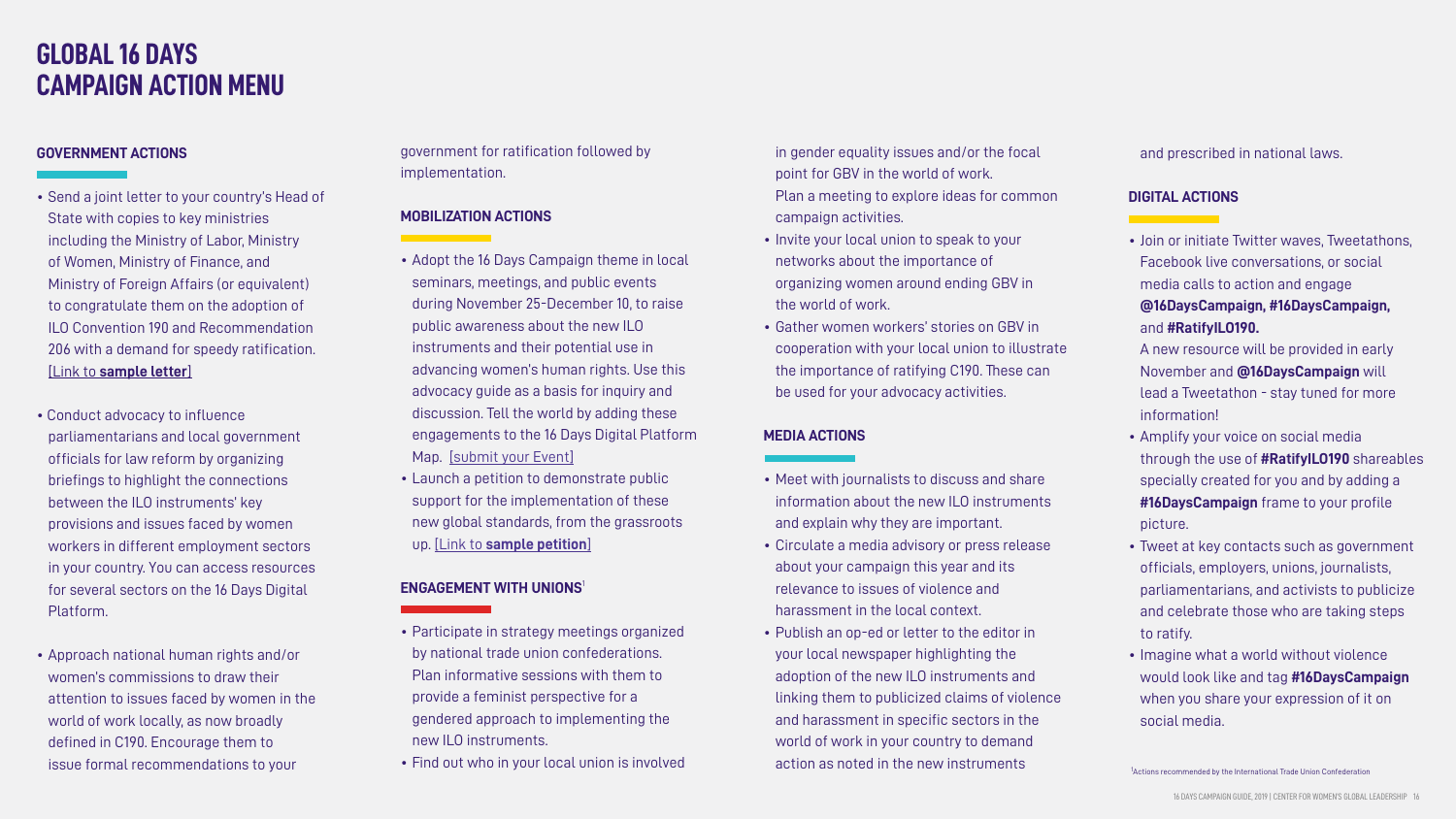# GLOBAL 16 DAYS CAMPAIGN ACTION MENU

### GOVERNMENT ACTIONS

- Send a joint letter to your country's Head of State with copies to key ministries including the Ministry of Labor, Ministry of Women, Ministry of Finance, and Ministry of Foreign Affairs (or equivalent) to congratulate them on the adoption of ILO Convention 190 and Recommendation 206 with a demand for speedy ratification. [Link to **sample letter**]
- Conduct advocacy to influence parliamentarians and local government officials for law reform by organizing briefings to highlight the connections between the ILO instruments' key provisions and issues faced by women workers in different employment sectors in your country. You can access resources for several sectors on the 16 Days Digital Platform.
- Approach national human rights and/or women's commissions to draw their attention to issues faced by women in the world of work locally, as now broadly defined in C190. Encourage them to issue formal recommendations to your government for ratification followed by implementation.

### MOBILIZATION ACTIONS

- Adopt the 16 Days Campaign theme in local seminars, meetings, and public events during November 25-December 10, to raise public awareness about the new ILO instruments and their potential use in advancing women's human rights. Use this advocacy guide as a basis for inquiry and discussion. Tell the world by adding these engagements to the 16 Days Digital Platform Map. [submit your Event]
- Launch a petition to demonstrate public support for the implementation of these new global standards, from the grassroots up. [Link to **sample petition**]

### ENGAGEMENT WITH UNIONS[1]

- Participate in strategy meetings organized by national trade union confederations. Plan informative sessions with them to provide a feminist perspective for a gendered approach to implementing the new ILO instruments.
- Find out who in your local union is involved in gender equality issues and/or the focal point for GBV in the world of work. Plan a meeting to explore ideas for common campaign activities.
- Invite your local union to speak to your networks about the importance of organizing women around ending GBV in the world of work.
- Gather women workers' stories on GBV in cooperation with your local union to illustrate the importance of ratifying C190. These can be used for your advocacy activities.

### MEDIA ACTIONS

- Meet with journalists to discuss and share information about the new ILO instruments and explain why they are important.
- Circulate a media advisory or press release about your campaign this year and its relevance to issues of violence and harassment in the local context.
- Publish an op-ed or letter to the editor in your local newspaper highlighting the adoption of the new ILO instruments and linking them to publicized claims of violence and harassment in specific sectors in the world of work in your country to demand action as noted in the new instruments and prescribed in national laws.

### DIGITAL ACTIONS

- Join or initiate Twitter waves, Tweetathons, Facebook live conversations, or social media calls to action and engage **@16DaysCampaign, #16DaysCampaign,** and **#RatifyILO190.** A new resource will be provided in early November and **@16DaysCampaign** will lead a Tweetathon - stay tuned for more information!
- Amplify your voice on social media through the use of **#RatifyILO190** shareables specially created for you and by adding a **#16DaysCampaign** frame to your profile picture.
- Tweet at key contacts such as government officials, employers, unions, journalists, parliamentarians, and activists to publicize and celebrate those who are taking steps to ratify.
- Imagine what a world without violence would look like and tag **#16DaysCampaign** when you share your expression of it on social media.

[1] Actions recommended by the International Trade Union Confederation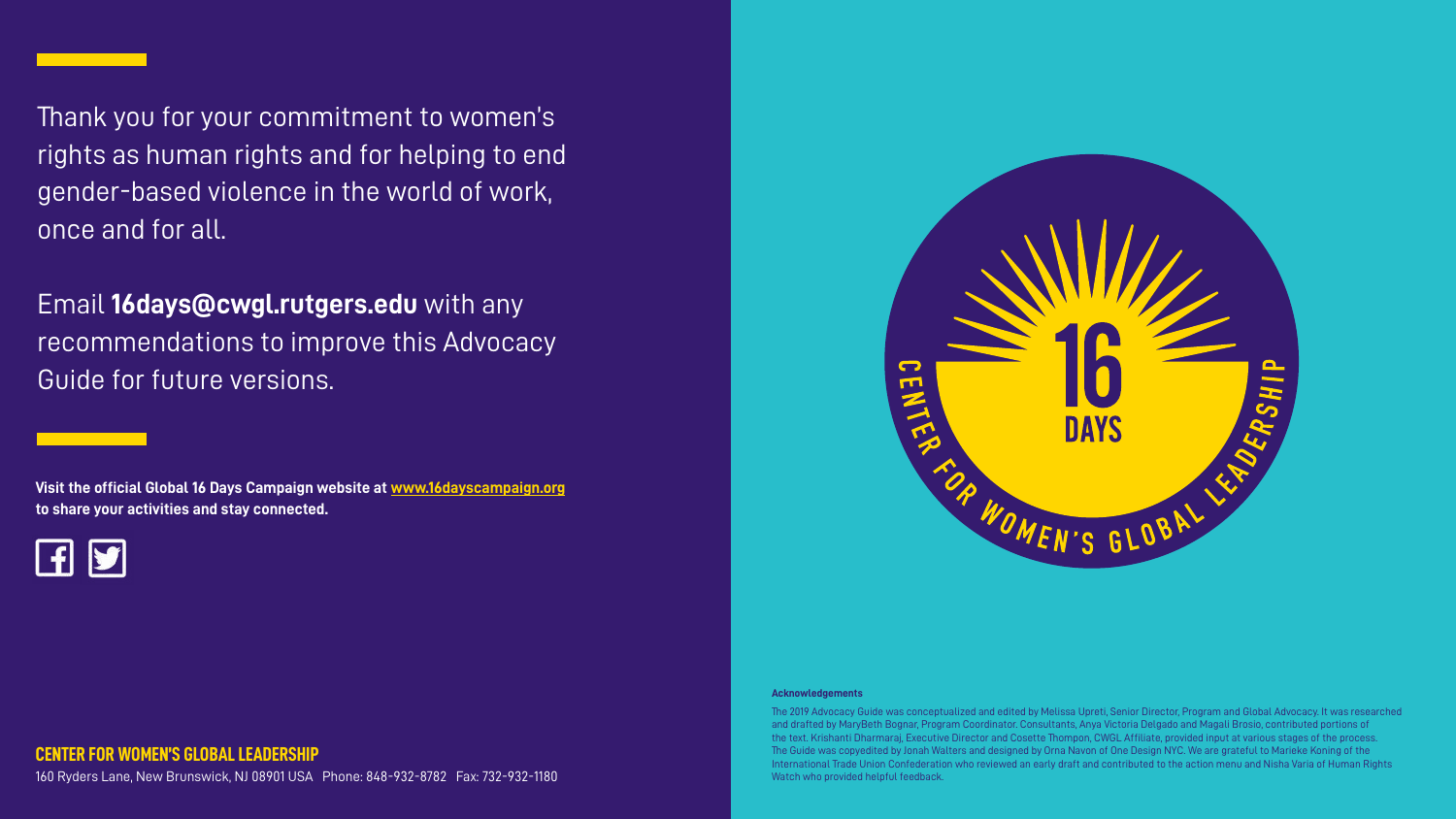Thank you for your commitment to women's rights as human rights and for helping to end gender-based violence in the world of work, once and for all.

Email **16days@cwgl.rutgers.edu** with any recommendations to improve this Advocacy Guide for future versions.

**Visit the official Global 16 Days Campaign website at www.16dayscampaign.org to share your activities and stay connected.**

**CENTER FOR WOMEN'S GLOBAL LEADERSHIP**

160 Ryders Lane, New Brunswick, NJ 08901 USA Phone: 848-932-8782 Fax: 732-932-1180

16 DAYS

CENTER FOR WOMEN'S GLOBAL LEADERSHIP

**Acknowledgements**

The 2019 Advocacy Guide was conceptualized and edited by Melissa Upreti, Senior Director, Program and Global Advocacy. It was researched and drafted by MaryBeth Bognar, Program Coordinator. Consultants, Anya Victoria Delgado and Magali Brosio, contributed portions of the text. Krishanti Dharmaraj, Executive Director and Cosette Thompson, CWGL Affiliate, provided input at various stages of the process. The Guide was copyedited by Jonah Walters and designed by Orna Navon of One Design NYC. We are grateful to Marieke Koning of the International Trade Union Confederation who reviewed an early draft and contributed to the action menu and Nisha Varia of Human Rights Watch who provided helpful feedback.